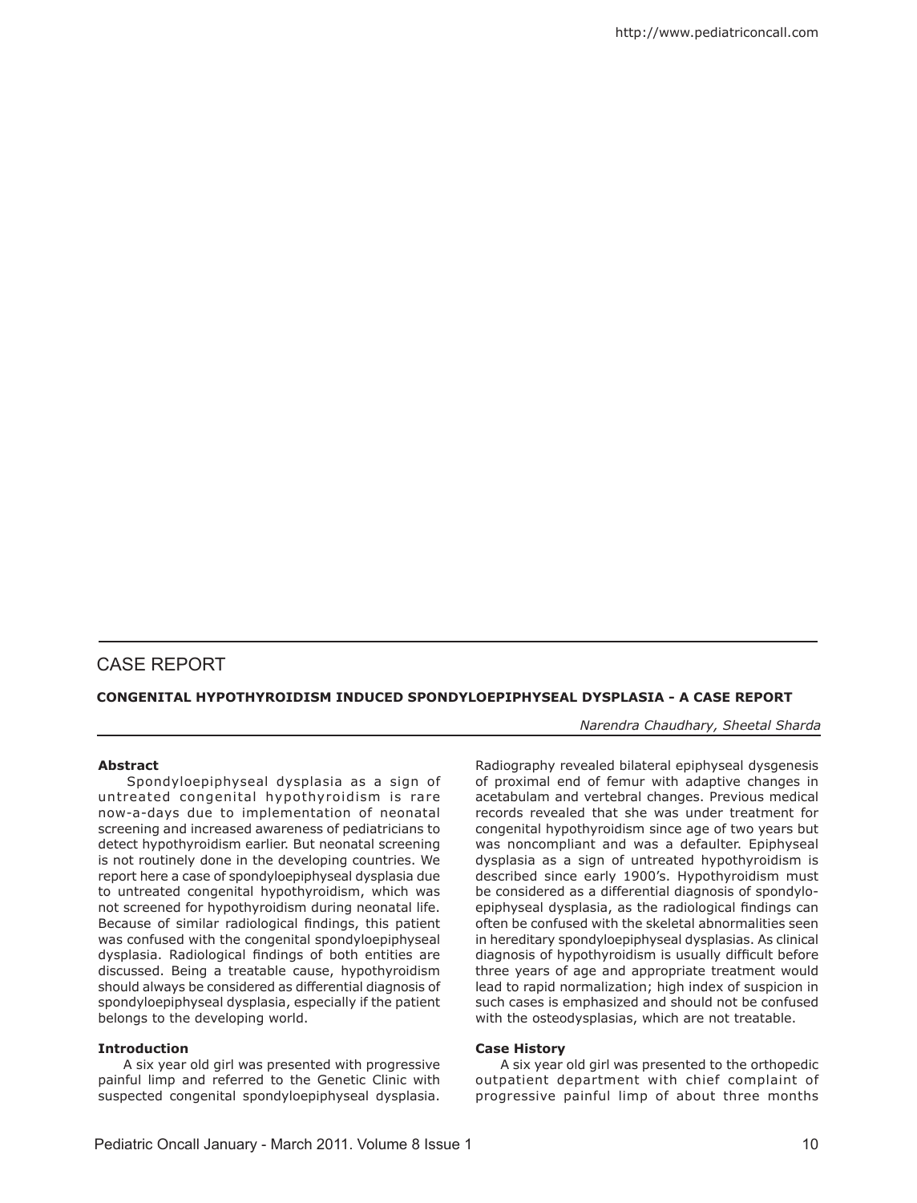## CASE REPORT

### CONGENITAL HYPOTHYROIDISM INDUCED SPONDYLOEPIPHYSEAL DYSPLASIA - A CASE REPORT

*Narendra Chaudhary, Sheetal Sharda*

**Abstract**

Spondyloepiphyseal dysplasia as a sign of untreated congenital hypothyroidism is rare now-a-days due to implementation of neonatal screening and increased awareness of pediatricians to detect hypothyroidism earlier. But neonatal screening is not routinely done in the developing countries. We report here a case of spondyloepiphyseal dysplasia due to untreated congenital hypothyroidism, which was not screened for hypothyroidism during neonatal life. Because of similar radiological findings, this patient was confused with the congenital spondyloepiphyseal dysplasia. Radiological findings of both entities are discussed. Being a treatable cause, hypothyroidism should always be considered as differential diagnosis of spondyloepiphyseal dysplasia, especially if the patient belongs to the developing world.

**Introduction**

A six year old girl was presented with progressive painful limp and referred to the Genetic Clinic with suspected congenital spondyloepiphyseal dysplasia. Radiography revealed bilateral epiphyseal dysgenesis of proximal end of femur with adaptive changes in acetabulam and vertebral changes. Previous medical records revealed that she was under treatment for congenital hypothyroidism since age of two years but was noncompliant and was a defaulter. Epiphyseal dysplasia as a sign of untreated hypothyroidism is described since early 1900's. Hypothyroidism must be considered as a differential diagnosis of spondylo-epiphyseal dysplasia, as the radiological findings can often be confused with the skeletal abnormalities seen in hereditary spondyloepiphyseal dysplasias. As clinical diagnosis of hypothyroidism is usually difficult before three years of age and appropriate treatment would lead to rapid normalization; high index of suspicion in such cases is emphasized and should not be confused with the osteodysplasias, which are not treatable.

**Case History**

A six year old girl was presented to the orthopedic outpatient department with chief complaint of progressive painful limp of about three months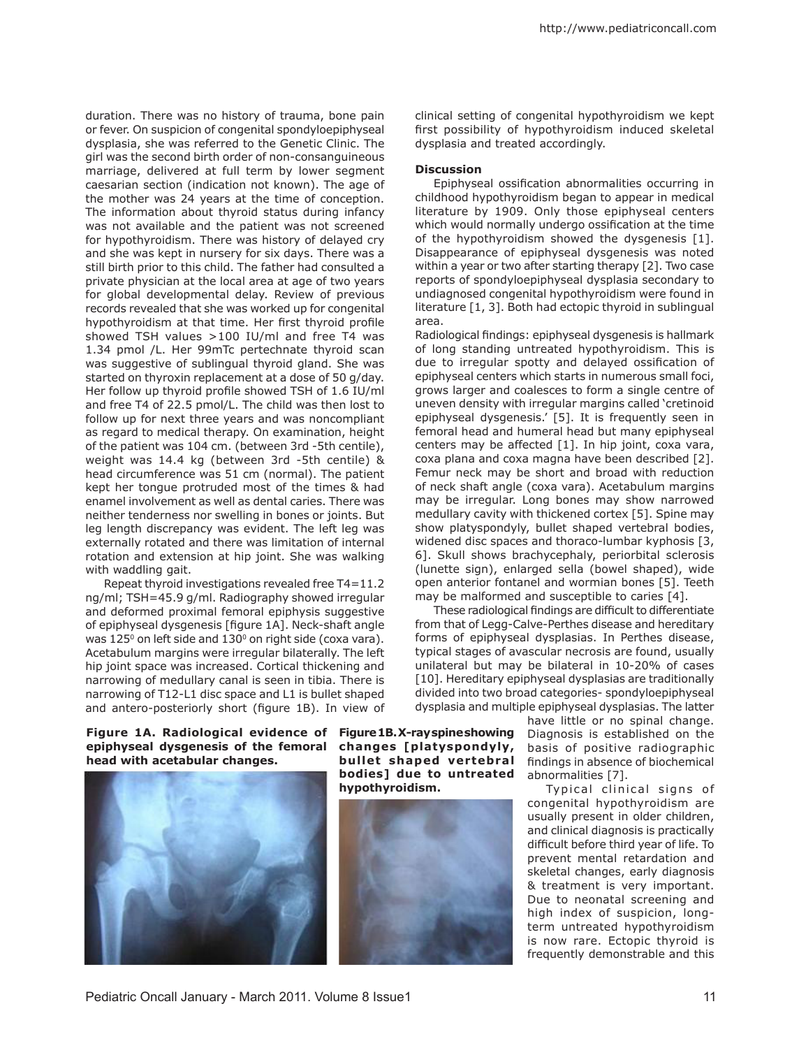duration. There was no history of trauma, bone pain or fever. On suspicion of congenital spondyloepiphyseal dysplasia, she was referred to the Genetic Clinic. The girl was the second birth order of non-consanguineous marriage, delivered at full term by lower segment caesarian section (indication not known). The age of the mother was 24 years at the time of conception. The information about thyroid status during infancy was not available and the patient was not screened for hypothyroidism. There was history of delayed cry and she was kept in nursery for six days. There was a still birth prior to this child. The father had consulted a private physician at the local area at age of two years for global developmental delay. Review of previous records revealed that she was worked up for congenital hypothyroidism at that time. Her first thyroid profile showed TSH values >100 IU/ml and free T4 was 1.34 pmol /L. Her 99mTc pertechnate thyroid scan was suggestive of sublingual thyroid gland. She was started on thyroxin replacement at a dose of 50 g/day. Her follow up thyroid profile showed TSH of 1.6 IU/ml and free T4 of 22.5 pmol/L. The child was then lost to follow up for next three years and was noncompliant as regard to medical therapy. On examination, height of the patient was 104 cm. (between 3rd -5th centile), weight was 14.4 kg (between 3rd -5th centile) & head circumference was 51 cm (normal). The patient kept her tongue protruded most of the times & had enamel involvement as well as dental caries. There was neither tenderness nor swelling in bones or joints. But leg length discrepancy was evident. The left leg was externally rotated and there was limitation of internal rotation and extension at hip joint. She was walking with waddling gait.

Repeat thyroid investigations revealed free T4=11.2 ng/ml; TSH=45.9 g/ml. Radiography showed irregular and deformed proximal femoral epiphysis suggestive of epiphyseal dysgenesis [figure 1A]. Neck-shaft angle was $125^0$ on left side and $130^0$ on right side (coxa vara). Acetabulum margins were irregular bilaterally. The left hip joint space was increased. Cortical thickening and narrowing of medullary canal is seen in tibia. There is narrowing of T12-L1 disc space and L1 is bullet shaped and antero-posteriorly short (figure 1B). In view of clinical setting of congenital hypothyroidism we kept first possibility of hypothyroidism induced skeletal dysplasia and treated accordingly.

**Figure 1A. Radiological evidence of epiphyseal dysgenesis of the femoral head with acetabular changes.**

**Figure 1B. X-ray spine showing changes [platyspondyly, bullet shaped vertebral bodies] due to untreated hypothyroidism.**

**Discussion**

Epiphyseal ossification abnormalities occurring in childhood hypothyroidism began to appear in medical literature by 1909. Only those epiphyseal centers which would normally undergo ossification at the time of the hypothyroidism showed the dysgenesis [1]. Disappearance of epiphyseal dysgenesis was noted within a year or two after starting therapy [2]. Two case reports of spondyloepiphyseal dysplasia secondary to undiagnosed congenital hypothyroidism were found in literature [1, 3]. Both had ectopic thyroid in sublingual area.

Radiological findings: epiphyseal dysgenesis is hallmark of long standing untreated hypothyroidism. This is due to irregular spotty and delayed ossification of epiphyseal centers which starts in numerous small foci, grows larger and coalesces to form a single centre of uneven density with irregular margins called 'cretinoid epiphyseal dysgenesis.' [5]. It is frequently seen in femoral head and humeral head but many epiphyseal centers may be affected [1]. In hip joint, coxa vara, coxa plana and coxa magna have been described [2]. Femur neck may be short and broad with reduction of neck shaft angle (coxa vara). Acetabulum margins may be irregular. Long bones may show narrowed medullary cavity with thickened cortex [5]. Spine may show platyspondyly, bullet shaped vertebral bodies, widened disc spaces and thoraco-lumbar kyphosis [3, 6]. Skull shows brachycephaly, periorbital sclerosis (lunette sign), enlarged sella (bowel shaped), wide open anterior fontanel and wormian bones [5]. Teeth may be malformed and susceptible to caries [4].

These radiological findings are difficult to differentiate from that of Legg-Calve-Perthes disease and hereditary forms of epiphyseal dysplasias. In Perthes disease, typical stages of avascular necrosis are found, usually unilateral but may be bilateral in 10-20% of cases [10]. Hereditary epiphyseal dysplasias are traditionally divided into two broad categories- spondyloepiphyseal dysplasia and multiple epiphyseal dysplasias. The latter have little or no spinal change. Diagnosis is established on the basis of positive radiographic findings in absence of biochemical abnormalities [7].

Typical clinical signs of congenital hypothyroidism are usually present in older children, and clinical diagnosis is practically difficult before third year of life. To prevent mental retardation and skeletal changes, early diagnosis & treatment is very important. Due to neonatal screening and high index of suspicion, long-term untreated hypothyroidism is now rare. Ectopic thyroid is frequently demonstrable and this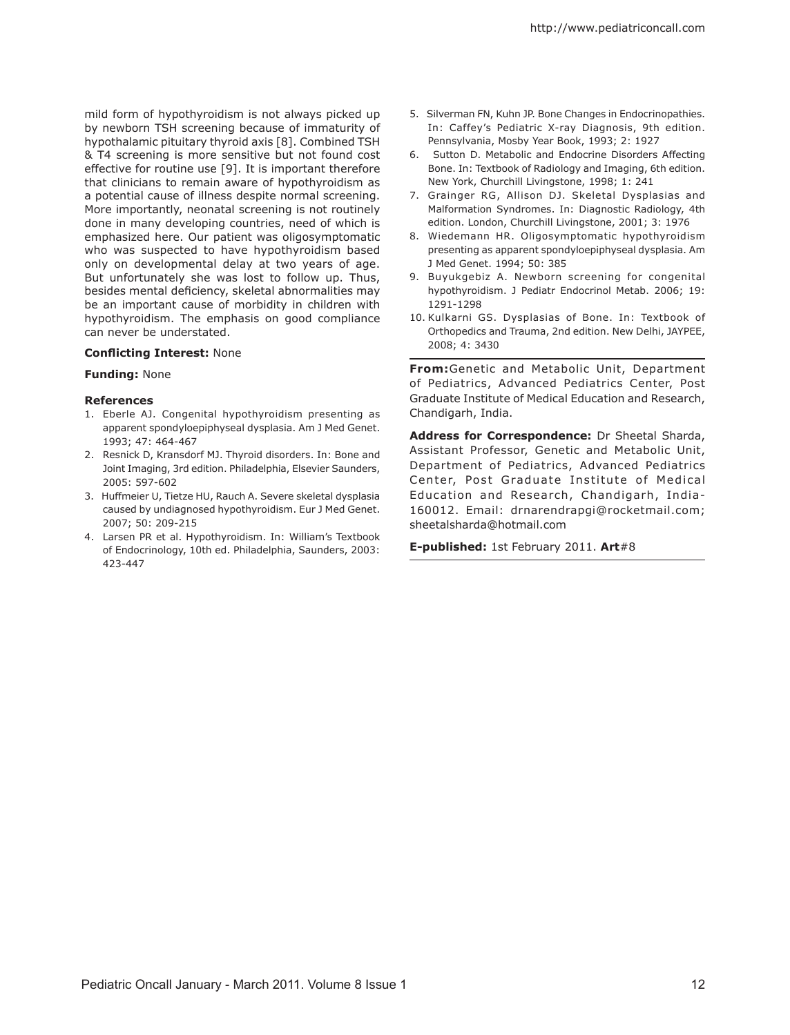mild form of hypothyroidism is not always picked up by newborn TSH screening because of immaturity of hypothalamic pituitary thyroid axis [8]. Combined TSH & T4 screening is more sensitive but not found cost effective for routine use [9]. It is important therefore that clinicians to remain aware of hypothyroidism as a potential cause of illness despite normal screening. More importantly, neonatal screening is not routinely done in many developing countries, need of which is emphasized here. Our patient was oligosymptomatic who was suspected to have hypothyroidism based only on developmental delay at two years of age. But unfortunately she was lost to follow up. Thus, besides mental deficiency, skeletal abnormalities may be an important cause of morbidity in children with hypothyroidism. The emphasis on good compliance can never be understated.

**Conflicting Interest:** None

**Funding:** None

**References**

1. Eberle AJ. Congenital hypothyroidism presenting as apparent spondyloepiphyseal dysplasia. Am J Med Genet. 1993; 47: 464-467
2. Resnick D, Kransdorf MJ. Thyroid disorders. In: Bone and Joint Imaging, 3rd edition. Philadelphia, Elsevier Saunders, 2005: 597-602
3. Huffmeier U, Tietze HU, Rauch A. Severe skeletal dysplasia caused by undiagnosed hypothyroidism. Eur J Med Genet. 2007; 50: 209-215
4. Larsen PR et al. Hypothyroidism. In: William's Textbook of Endocrinology, 10th ed. Philadelphia, Saunders, 2003: 423-447
5. Silverman FN, Kuhn JP. Bone Changes in Endocrinopathies. In: Caffey's Pediatric X-ray Diagnosis, 9th edition. Pennsylvania, Mosby Year Book, 1993; 2: 1927
6. Sutton D. Metabolic and Endocrine Disorders Affecting Bone. In: Textbook of Radiology and Imaging, 6th edition. New York, Churchill Livingstone, 1998; 1: 241
7. Grainger RG, Allison DJ. Skeletal Dysplasias and Malformation Syndromes. In: Diagnostic Radiology, 4th edition. London, Churchill Livingstone, 2001; 3: 1976
8. Wiedemann HR. Oligosymptomatic hypothyroidism presenting as apparent spondyloepiphyseal dysplasia. Am J Med Genet. 1994; 50: 385
9. Buyukgebiz A. Newborn screening for congenital hypothyroidism. J Pediatr Endocrinol Metab. 2006; 19: 1291-1298
10. Kulkarni GS. Dysplasias of Bone. In: Textbook of Orthopedics and Trauma, 2nd edition. New Delhi, JAYPEE, 2008; 4: 3430

**From:** Genetic and Metabolic Unit, Department of Pediatrics, Advanced Pediatrics Center, Post Graduate Institute of Medical Education and Research, Chandigarh, India.

**Address for Correspondence:** Dr Sheetal Sharda, Assistant Professor, Genetic and Metabolic Unit, Department of Pediatrics, Advanced Pediatrics Center, Post Graduate Institute of Medical Education and Research, Chandigarh, India-160012. Email: drnarendrapgi@rocketmail.com; sheetalsharda@hotmail.com

**E-published:** 1st February 2011. **Art**#8